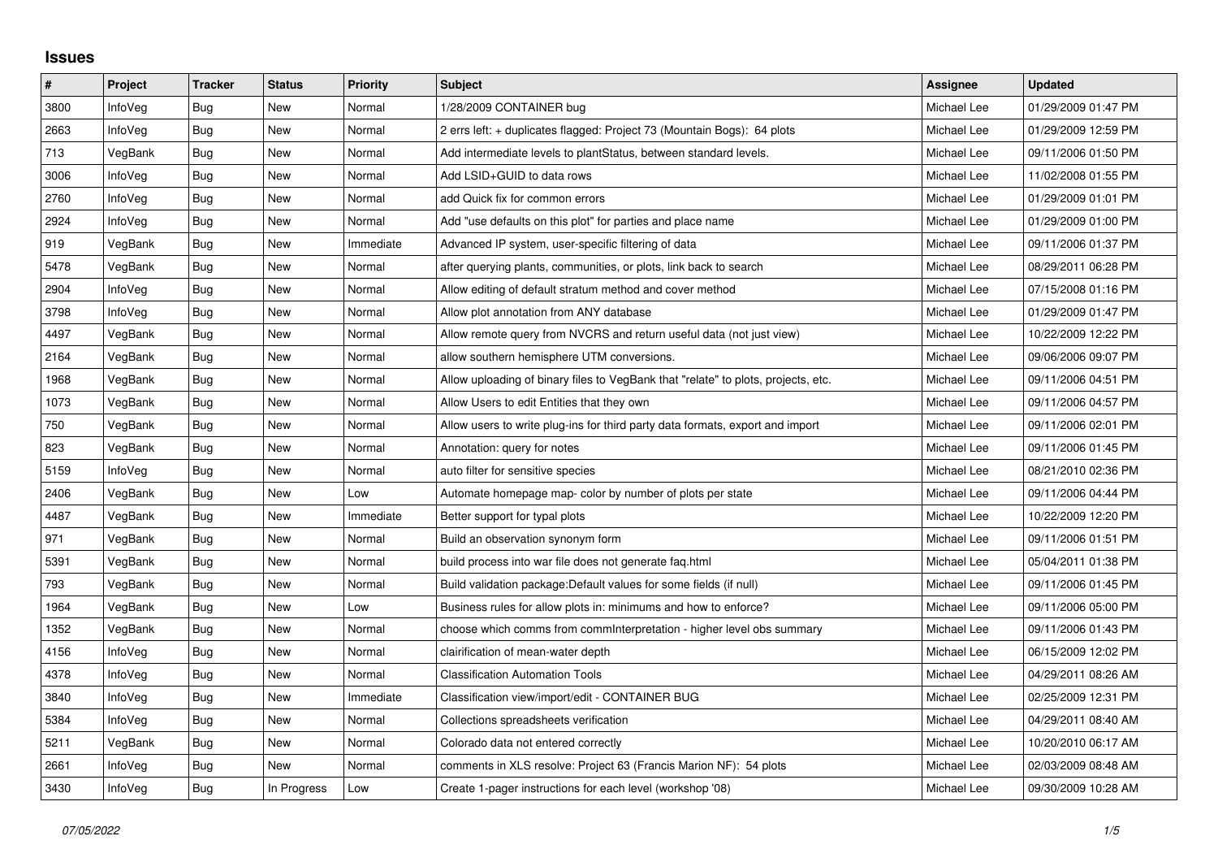## Issues

| # | Project | Tracker | Status | Priority | Subject | Assignee | Updated |
|---|---|---|---|---|---|---|---|
| 3800 | InfoVeg | Bug | New | Normal | 1/28/2009 CONTAINER bug | Michael Lee | 01/29/2009 01:47 PM |
| 2663 | InfoVeg | Bug | New | Normal | 2 errs left: + duplicates flagged: Project 73 (Mountain Bogs): 64 plots | Michael Lee | 01/29/2009 12:59 PM |
| 713 | VegBank | Bug | New | Normal | Add intermediate levels to plantStatus, between standard levels. | Michael Lee | 09/11/2006 01:50 PM |
| 3006 | InfoVeg | Bug | New | Normal | Add LSID+GUID to data rows | Michael Lee | 11/02/2008 01:55 PM |
| 2760 | InfoVeg | Bug | New | Normal | add Quick fix for common errors | Michael Lee | 01/29/2009 01:01 PM |
| 2924 | InfoVeg | Bug | New | Normal | Add "use defaults on this plot" for parties and place name | Michael Lee | 01/29/2009 01:00 PM |
| 919 | VegBank | Bug | New | Immediate | Advanced IP system, user-specific filtering of data | Michael Lee | 09/11/2006 01:37 PM |
| 5478 | VegBank | Bug | New | Normal | after querying plants, communities, or plots, link back to search | Michael Lee | 08/29/2011 06:28 PM |
| 2904 | InfoVeg | Bug | New | Normal | Allow editing of default stratum method and cover method | Michael Lee | 07/15/2008 01:16 PM |
| 3798 | InfoVeg | Bug | New | Normal | Allow plot annotation from ANY database | Michael Lee | 01/29/2009 01:47 PM |
| 4497 | VegBank | Bug | New | Normal | Allow remote query from NVCRS and return useful data (not just view) | Michael Lee | 10/22/2009 12:22 PM |
| 2164 | VegBank | Bug | New | Normal | allow southern hemisphere UTM conversions. | Michael Lee | 09/06/2006 09:07 PM |
| 1968 | VegBank | Bug | New | Normal | Allow uploading of binary files to VegBank that "relate" to plots, projects, etc. | Michael Lee | 09/11/2006 04:51 PM |
| 1073 | VegBank | Bug | New | Normal | Allow Users to edit Entities that they own | Michael Lee | 09/11/2006 04:57 PM |
| 750 | VegBank | Bug | New | Normal | Allow users to write plug-ins for third party data formats, export and import | Michael Lee | 09/11/2006 02:01 PM |
| 823 | VegBank | Bug | New | Normal | Annotation: query for notes | Michael Lee | 09/11/2006 01:45 PM |
| 5159 | InfoVeg | Bug | New | Normal | auto filter for sensitive species | Michael Lee | 08/21/2010 02:36 PM |
| 2406 | VegBank | Bug | New | Low | Automate homepage map- color by number of plots per state | Michael Lee | 09/11/2006 04:44 PM |
| 4487 | VegBank | Bug | New | Immediate | Better support for typal plots | Michael Lee | 10/22/2009 12:20 PM |
| 971 | VegBank | Bug | New | Normal | Build an observation synonym form | Michael Lee | 09/11/2006 01:51 PM |
| 5391 | VegBank | Bug | New | Normal | build process into war file does not generate faq.html | Michael Lee | 05/04/2011 01:38 PM |
| 793 | VegBank | Bug | New | Normal | Build validation package:Default values for some fields (if null) | Michael Lee | 09/11/2006 01:45 PM |
| 1964 | VegBank | Bug | New | Low | Business rules for allow plots in: minimums and how to enforce? | Michael Lee | 09/11/2006 05:00 PM |
| 1352 | VegBank | Bug | New | Normal | choose which comms from commInterpretation - higher level obs summary | Michael Lee | 09/11/2006 01:43 PM |
| 4156 | InfoVeg | Bug | New | Normal | clairification of mean-water depth | Michael Lee | 06/15/2009 12:02 PM |
| 4378 | InfoVeg | Bug | New | Normal | Classification Automation Tools | Michael Lee | 04/29/2011 08:26 AM |
| 3840 | InfoVeg | Bug | New | Immediate | Classification view/import/edit - CONTAINER BUG | Michael Lee | 02/25/2009 12:31 PM |
| 5384 | InfoVeg | Bug | New | Normal | Collections spreadsheets verification | Michael Lee | 04/29/2011 08:40 AM |
| 5211 | VegBank | Bug | New | Normal | Colorado data not entered correctly | Michael Lee | 10/20/2010 06:17 AM |
| 2661 | InfoVeg | Bug | New | Normal | comments in XLS resolve: Project 63 (Francis Marion NF): 54 plots | Michael Lee | 02/03/2009 08:48 AM |
| 3430 | InfoVeg | Bug | In Progress | Low | Create 1-pager instructions for each level (workshop '08) | Michael Lee | 09/30/2009 10:28 AM |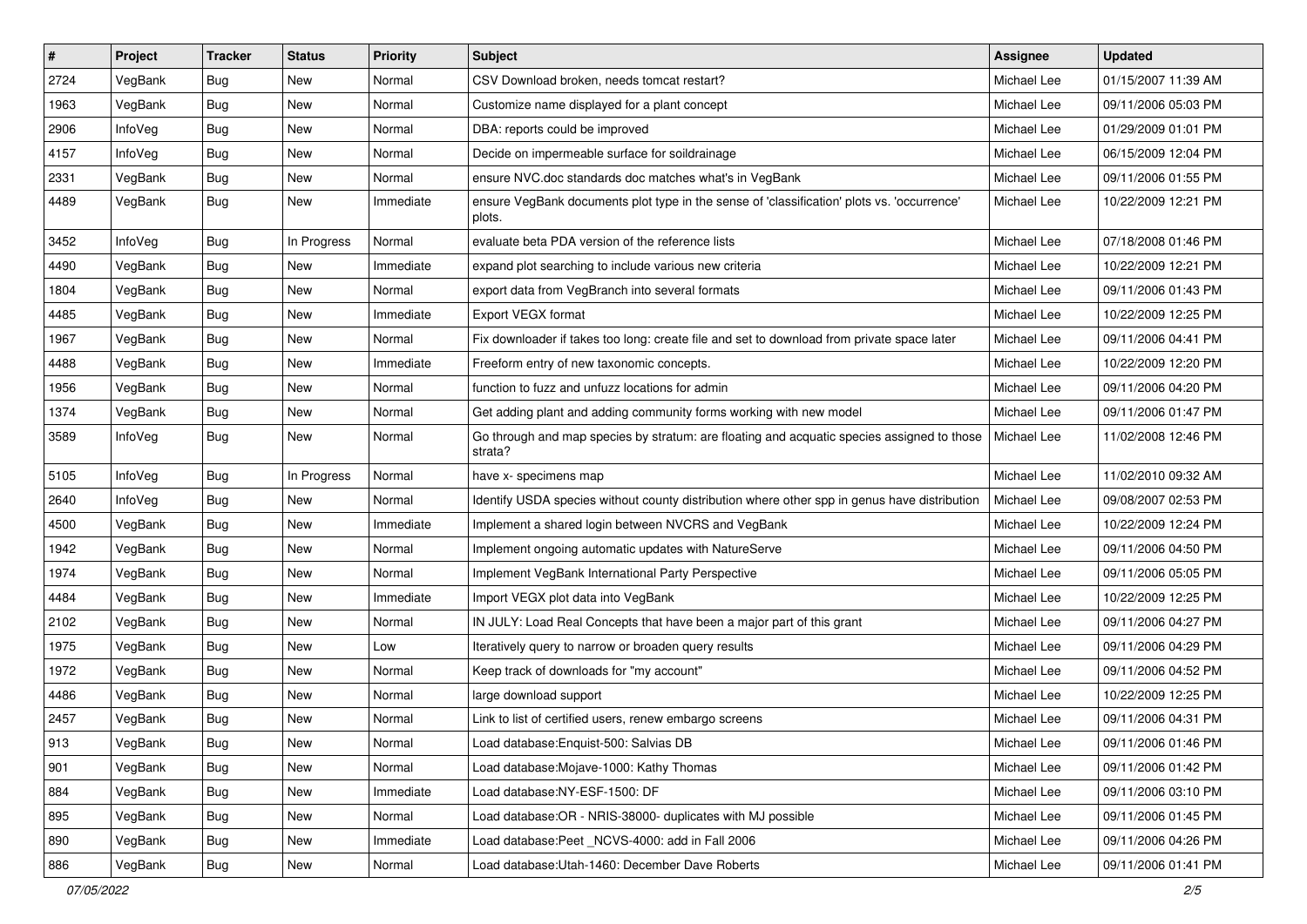| # | Project | Tracker | Status | Priority | Subject | Assignee | Updated |
|---|---|---|---|---|---|---|---|
| 2724 | VegBank | Bug | New | Normal | CSV Download broken, needs tomcat restart? | Michael Lee | 01/15/2007 11:39 AM |
| 1963 | VegBank | Bug | New | Normal | Customize name displayed for a plant concept | Michael Lee | 09/11/2006 05:03 PM |
| 2906 | InfoVeg | Bug | New | Normal | DBA: reports could be improved | Michael Lee | 01/29/2009 01:01 PM |
| 4157 | InfoVeg | Bug | New | Normal | Decide on impermeable surface for soildrainage | Michael Lee | 06/15/2009 12:04 PM |
| 2331 | VegBank | Bug | New | Normal | ensure NVC.doc standards doc matches what's in VegBank | Michael Lee | 09/11/2006 01:55 PM |
| 4489 | VegBank | Bug | New | Immediate | ensure VegBank documents plot type in the sense of 'classification' plots vs. 'occurrence' plots. | Michael Lee | 10/22/2009 12:21 PM |
| 3452 | InfoVeg | Bug | In Progress | Normal | evaluate beta PDA version of the reference lists | Michael Lee | 07/18/2008 01:46 PM |
| 4490 | VegBank | Bug | New | Immediate | expand plot searching to include various new criteria | Michael Lee | 10/22/2009 12:21 PM |
| 1804 | VegBank | Bug | New | Normal | export data from VegBranch into several formats | Michael Lee | 09/11/2006 01:43 PM |
| 4485 | VegBank | Bug | New | Immediate | Export VEGX format | Michael Lee | 10/22/2009 12:25 PM |
| 1967 | VegBank | Bug | New | Normal | Fix downloader if takes too long: create file and set to download from private space later | Michael Lee | 09/11/2006 04:41 PM |
| 4488 | VegBank | Bug | New | Immediate | Freeform entry of new taxonomic concepts. | Michael Lee | 10/22/2009 12:20 PM |
| 1956 | VegBank | Bug | New | Normal | function to fuzz and unfuzz locations for admin | Michael Lee | 09/11/2006 04:20 PM |
| 1374 | VegBank | Bug | New | Normal | Get adding plant and adding community forms working with new model | Michael Lee | 09/11/2006 01:47 PM |
| 3589 | InfoVeg | Bug | New | Normal | Go through and map species by stratum: are floating and acquatic species assigned to those strata? | Michael Lee | 11/02/2008 12:46 PM |
| 5105 | InfoVeg | Bug | In Progress | Normal | have x- specimens map | Michael Lee | 11/02/2010 09:32 AM |
| 2640 | InfoVeg | Bug | New | Normal | Identify USDA species without county distribution where other spp in genus have distribution | Michael Lee | 09/08/2007 02:53 PM |
| 4500 | VegBank | Bug | New | Immediate | Implement a shared login between NVCRS and VegBank | Michael Lee | 10/22/2009 12:24 PM |
| 1942 | VegBank | Bug | New | Normal | Implement ongoing automatic updates with NatureServe | Michael Lee | 09/11/2006 04:50 PM |
| 1974 | VegBank | Bug | New | Normal | Implement VegBank International Party Perspective | Michael Lee | 09/11/2006 05:05 PM |
| 4484 | VegBank | Bug | New | Immediate | Import VEGX plot data into VegBank | Michael Lee | 10/22/2009 12:25 PM |
| 2102 | VegBank | Bug | New | Normal | IN JULY: Load Real Concepts that have been a major part of this grant | Michael Lee | 09/11/2006 04:27 PM |
| 1975 | VegBank | Bug | New | Low | Iteratively query to narrow or broaden query results | Michael Lee | 09/11/2006 04:29 PM |
| 1972 | VegBank | Bug | New | Normal | Keep track of downloads for "my account" | Michael Lee | 09/11/2006 04:52 PM |
| 4486 | VegBank | Bug | New | Normal | large download support | Michael Lee | 10/22/2009 12:25 PM |
| 2457 | VegBank | Bug | New | Normal | Link to list of certified users, renew embargo screens | Michael Lee | 09/11/2006 04:31 PM |
| 913 | VegBank | Bug | New | Normal | Load database:Enquist-500: Salvias DB | Michael Lee | 09/11/2006 01:46 PM |
| 901 | VegBank | Bug | New | Normal | Load database:Mojave-1000: Kathy Thomas | Michael Lee | 09/11/2006 01:42 PM |
| 884 | VegBank | Bug | New | Immediate | Load database:NY-ESF-1500: DF | Michael Lee | 09/11/2006 03:10 PM |
| 895 | VegBank | Bug | New | Normal | Load database:OR - NRIS-38000- duplicates with MJ possible | Michael Lee | 09/11/2006 01:45 PM |
| 890 | VegBank | Bug | New | Immediate | Load database:Peet _NCVS-4000: add in Fall 2006 | Michael Lee | 09/11/2006 04:26 PM |
| 886 | VegBank | Bug | New | Normal | Load database:Utah-1460: December Dave Roberts | Michael Lee | 09/11/2006 01:41 PM |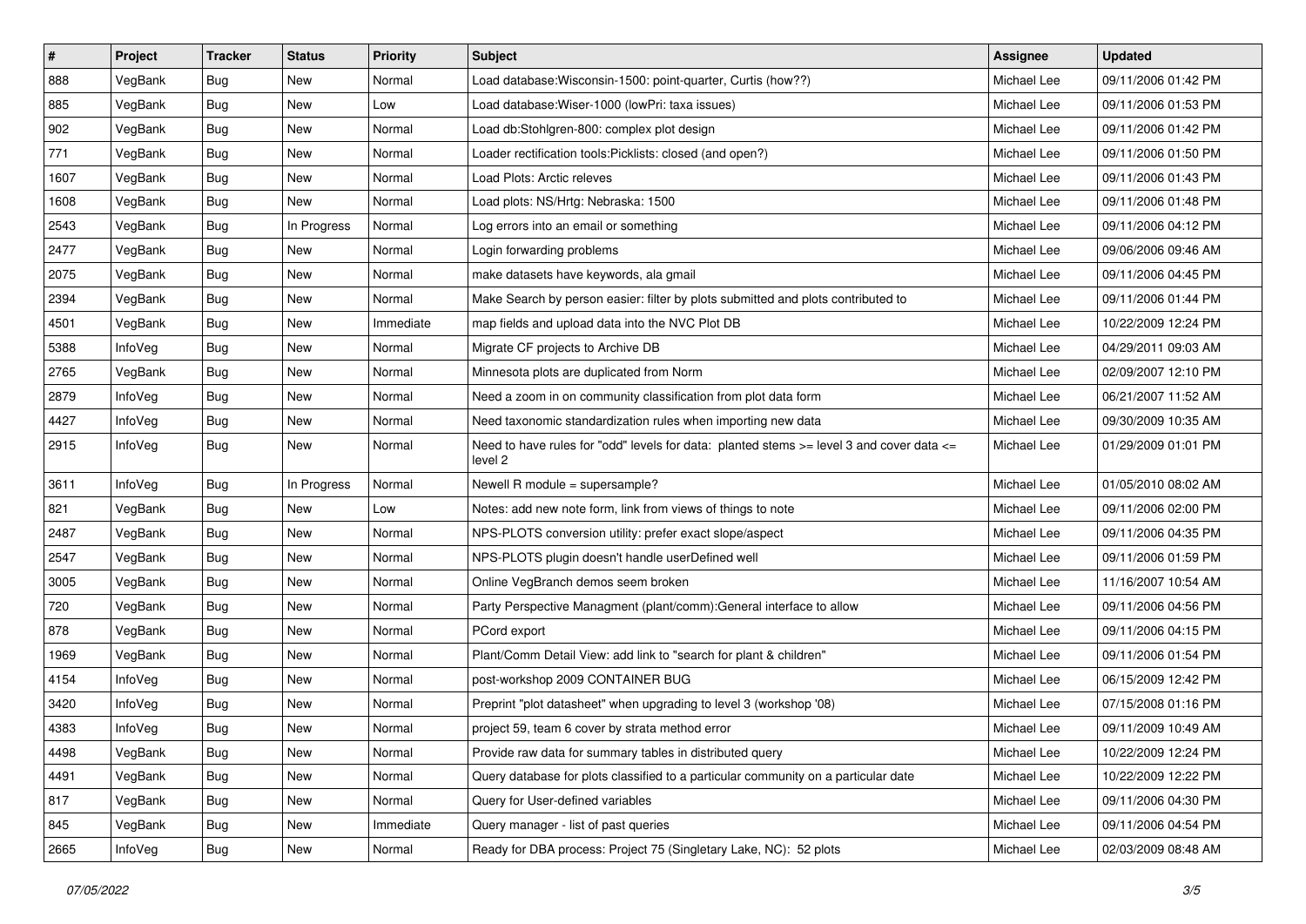| # | Project | Tracker | Status | Priority | Subject | Assignee | Updated |
|---|---|---|---|---|---|---|---|
| 888 | VegBank | Bug | New | Normal | Load database:Wisconsin-1500: point-quarter, Curtis (how??) | Michael Lee | 09/11/2006 01:42 PM |
| 885 | VegBank | Bug | New | Low | Load database:Wiser-1000 (lowPri: taxa issues) | Michael Lee | 09/11/2006 01:53 PM |
| 902 | VegBank | Bug | New | Normal | Load db:Stohlgren-800: complex plot design | Michael Lee | 09/11/2006 01:42 PM |
| 771 | VegBank | Bug | New | Normal | Loader rectification tools:Picklists: closed (and open?) | Michael Lee | 09/11/2006 01:50 PM |
| 1607 | VegBank | Bug | New | Normal | Load Plots: Arctic releves | Michael Lee | 09/11/2006 01:43 PM |
| 1608 | VegBank | Bug | New | Normal | Load plots: NS/Hrtg: Nebraska: 1500 | Michael Lee | 09/11/2006 01:48 PM |
| 2543 | VegBank | Bug | In Progress | Normal | Log errors into an email or something | Michael Lee | 09/11/2006 04:12 PM |
| 2477 | VegBank | Bug | New | Normal | Login forwarding problems | Michael Lee | 09/06/2006 09:46 AM |
| 2075 | VegBank | Bug | New | Normal | make datasets have keywords, ala gmail | Michael Lee | 09/11/2006 04:45 PM |
| 2394 | VegBank | Bug | New | Normal | Make Search by person easier: filter by plots submitted and plots contributed to | Michael Lee | 09/11/2006 01:44 PM |
| 4501 | VegBank | Bug | New | Immediate | map fields and upload data into the NVC Plot DB | Michael Lee | 10/22/2009 12:24 PM |
| 5388 | InfoVeg | Bug | New | Normal | Migrate CF projects to Archive DB | Michael Lee | 04/29/2011 09:03 AM |
| 2765 | VegBank | Bug | New | Normal | Minnesota plots are duplicated from Norm | Michael Lee | 02/09/2007 12:10 PM |
| 2879 | InfoVeg | Bug | New | Normal | Need a zoom in on community classification from plot data form | Michael Lee | 06/21/2007 11:52 AM |
| 4427 | InfoVeg | Bug | New | Normal | Need taxonomic standardization rules when importing new data | Michael Lee | 09/30/2009 10:35 AM |
| 2915 | InfoVeg | Bug | New | Normal | Need to have rules for "odd" levels for data: planted stems >= level 3 and cover data <= level 2 | Michael Lee | 01/29/2009 01:01 PM |
| 3611 | InfoVeg | Bug | In Progress | Normal | Newell R module = supersample? | Michael Lee | 01/05/2010 08:02 AM |
| 821 | VegBank | Bug | New | Low | Notes: add new note form, link from views of things to note | Michael Lee | 09/11/2006 02:00 PM |
| 2487 | VegBank | Bug | New | Normal | NPS-PLOTS conversion utility: prefer exact slope/aspect | Michael Lee | 09/11/2006 04:35 PM |
| 2547 | VegBank | Bug | New | Normal | NPS-PLOTS plugin doesn't handle userDefined well | Michael Lee | 09/11/2006 01:59 PM |
| 3005 | VegBank | Bug | New | Normal | Online VegBranch demos seem broken | Michael Lee | 11/16/2007 10:54 AM |
| 720 | VegBank | Bug | New | Normal | Party Perspective Managment (plant/comm):General interface to allow | Michael Lee | 09/11/2006 04:56 PM |
| 878 | VegBank | Bug | New | Normal | PCord export | Michael Lee | 09/11/2006 04:15 PM |
| 1969 | VegBank | Bug | New | Normal | Plant/Comm Detail View: add link to "search for plant & children" | Michael Lee | 09/11/2006 01:54 PM |
| 4154 | InfoVeg | Bug | New | Normal | post-workshop 2009 CONTAINER BUG | Michael Lee | 06/15/2009 12:42 PM |
| 3420 | InfoVeg | Bug | New | Normal | Preprint "plot datasheet" when upgrading to level 3 (workshop '08) | Michael Lee | 07/15/2008 01:16 PM |
| 4383 | InfoVeg | Bug | New | Normal | project 59, team 6 cover by strata method error | Michael Lee | 09/11/2009 10:49 AM |
| 4498 | VegBank | Bug | New | Normal | Provide raw data for summary tables in distributed query | Michael Lee | 10/22/2009 12:24 PM |
| 4491 | VegBank | Bug | New | Normal | Query database for plots classified to a particular community on a particular date | Michael Lee | 10/22/2009 12:22 PM |
| 817 | VegBank | Bug | New | Normal | Query for User-defined variables | Michael Lee | 09/11/2006 04:30 PM |
| 845 | VegBank | Bug | New | Immediate | Query manager - list of past queries | Michael Lee | 09/11/2006 04:54 PM |
| 2665 | InfoVeg | Bug | New | Normal | Ready for DBA process: Project 75 (Singletary Lake, NC): 52 plots | Michael Lee | 02/03/2009 08:48 AM |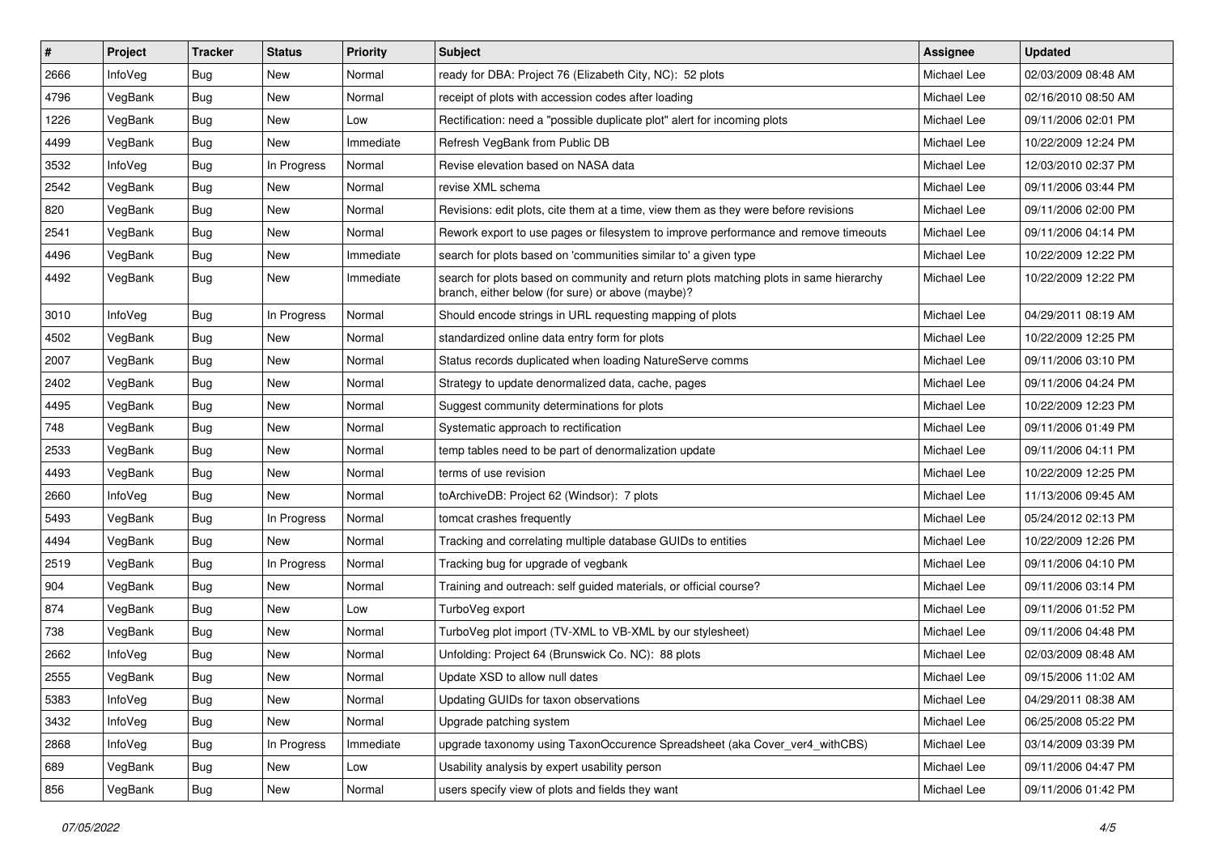| # | Project | Tracker | Status | Priority | Subject | Assignee | Updated |
|---|---|---|---|---|---|---|---|
| 2666 | InfoVeg | Bug | New | Normal | ready for DBA: Project 76 (Elizabeth City, NC): 52 plots | Michael Lee | 02/03/2009 08:48 AM |
| 4796 | VegBank | Bug | New | Normal | receipt of plots with accession codes after loading | Michael Lee | 02/16/2010 08:50 AM |
| 1226 | VegBank | Bug | New | Low | Rectification: need a "possible duplicate plot" alert for incoming plots | Michael Lee | 09/11/2006 02:01 PM |
| 4499 | VegBank | Bug | New | Immediate | Refresh VegBank from Public DB | Michael Lee | 10/22/2009 12:24 PM |
| 3532 | InfoVeg | Bug | In Progress | Normal | Revise elevation based on NASA data | Michael Lee | 12/03/2010 02:37 PM |
| 2542 | VegBank | Bug | New | Normal | revise XML schema | Michael Lee | 09/11/2006 03:44 PM |
| 820 | VegBank | Bug | New | Normal | Revisions: edit plots, cite them at a time, view them as they were before revisions | Michael Lee | 09/11/2006 02:00 PM |
| 2541 | VegBank | Bug | New | Normal | Rework export to use pages or filesystem to improve performance and remove timeouts | Michael Lee | 09/11/2006 04:14 PM |
| 4496 | VegBank | Bug | New | Immediate | search for plots based on 'communities similar to' a given type | Michael Lee | 10/22/2009 12:22 PM |
| 4492 | VegBank | Bug | New | Immediate | search for plots based on community and return plots matching plots in same hierarchy branch, either below (for sure) or above (maybe)? | Michael Lee | 10/22/2009 12:22 PM |
| 3010 | InfoVeg | Bug | In Progress | Normal | Should encode strings in URL requesting mapping of plots | Michael Lee | 04/29/2011 08:19 AM |
| 4502 | VegBank | Bug | New | Normal | standardized online data entry form for plots | Michael Lee | 10/22/2009 12:25 PM |
| 2007 | VegBank | Bug | New | Normal | Status records duplicated when loading NatureServe comms | Michael Lee | 09/11/2006 03:10 PM |
| 2402 | VegBank | Bug | New | Normal | Strategy to update denormalized data, cache, pages | Michael Lee | 09/11/2006 04:24 PM |
| 4495 | VegBank | Bug | New | Normal | Suggest community determinations for plots | Michael Lee | 10/22/2009 12:23 PM |
| 748 | VegBank | Bug | New | Normal | Systematic approach to rectification | Michael Lee | 09/11/2006 01:49 PM |
| 2533 | VegBank | Bug | New | Normal | temp tables need to be part of denormalization update | Michael Lee | 09/11/2006 04:11 PM |
| 4493 | VegBank | Bug | New | Normal | terms of use revision | Michael Lee | 10/22/2009 12:25 PM |
| 2660 | InfoVeg | Bug | New | Normal | toArchiveDB: Project 62 (Windsor): 7 plots | Michael Lee | 11/13/2006 09:45 AM |
| 5493 | VegBank | Bug | In Progress | Normal | tomcat crashes frequently | Michael Lee | 05/24/2012 02:13 PM |
| 4494 | VegBank | Bug | New | Normal | Tracking and correlating multiple database GUIDs to entities | Michael Lee | 10/22/2009 12:26 PM |
| 2519 | VegBank | Bug | In Progress | Normal | Tracking bug for upgrade of vegbank | Michael Lee | 09/11/2006 04:10 PM |
| 904 | VegBank | Bug | New | Normal | Training and outreach: self guided materials, or official course? | Michael Lee | 09/11/2006 03:14 PM |
| 874 | VegBank | Bug | New | Low | TurboVeg export | Michael Lee | 09/11/2006 01:52 PM |
| 738 | VegBank | Bug | New | Normal | TurboVeg plot import (TV-XML to VB-XML by our stylesheet) | Michael Lee | 09/11/2006 04:48 PM |
| 2662 | InfoVeg | Bug | New | Normal | Unfolding: Project 64 (Brunswick Co. NC): 88 plots | Michael Lee | 02/03/2009 08:48 AM |
| 2555 | VegBank | Bug | New | Normal | Update XSD to allow null dates | Michael Lee | 09/15/2006 11:02 AM |
| 5383 | InfoVeg | Bug | New | Normal | Updating GUIDs for taxon observations | Michael Lee | 04/29/2011 08:38 AM |
| 3432 | InfoVeg | Bug | New | Normal | Upgrade patching system | Michael Lee | 06/25/2008 05:22 PM |
| 2868 | InfoVeg | Bug | In Progress | Immediate | upgrade taxonomy using TaxonOccurence Spreadsheet (aka Cover_ver4_withCBS) | Michael Lee | 03/14/2009 03:39 PM |
| 689 | VegBank | Bug | New | Low | Usability analysis by expert usability person | Michael Lee | 09/11/2006 04:47 PM |
| 856 | VegBank | Bug | New | Normal | users specify view of plots and fields they want | Michael Lee | 09/11/2006 01:42 PM |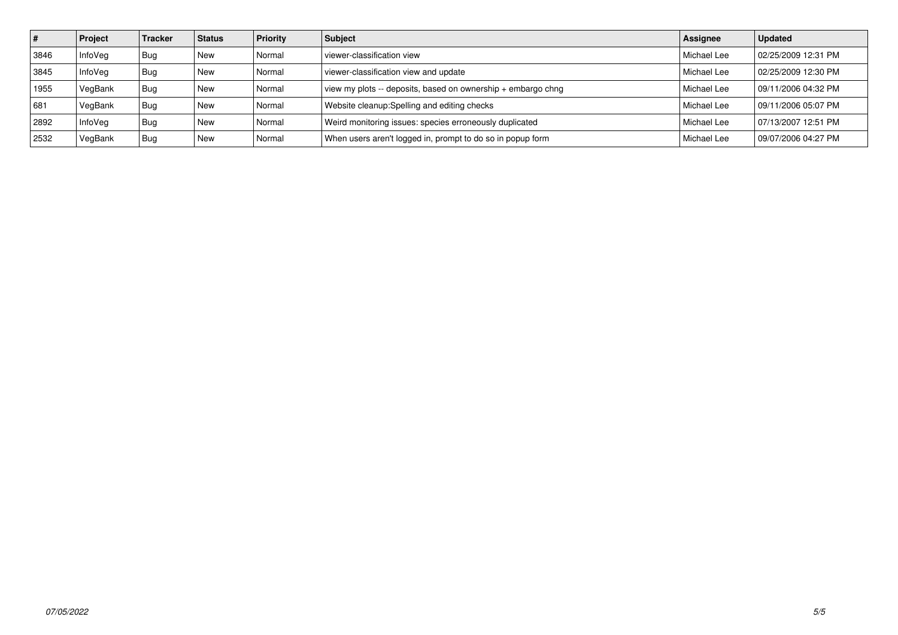| # | Project | Tracker | Status | Priority | Subject | Assignee | Updated |
|---|---|---|---|---|---|---|---|
| 3846 | InfoVeg | Bug | New | Normal | viewer-classification view | Michael Lee | 02/25/2009 12:31 PM |
| 3845 | InfoVeg | Bug | New | Normal | viewer-classification view and update | Michael Lee | 02/25/2009 12:30 PM |
| 1955 | VegBank | Bug | New | Normal | view my plots -- deposits, based on ownership + embargo chng | Michael Lee | 09/11/2006 04:32 PM |
| 681 | VegBank | Bug | New | Normal | Website cleanup:Spelling and editing checks | Michael Lee | 09/11/2006 05:07 PM |
| 2892 | InfoVeg | Bug | New | Normal | Weird monitoring issues: species erroneously duplicated | Michael Lee | 07/13/2007 12:51 PM |
| 2532 | VegBank | Bug | New | Normal | When users aren't logged in, prompt to do so in popup form | Michael Lee | 09/07/2006 04:27 PM |